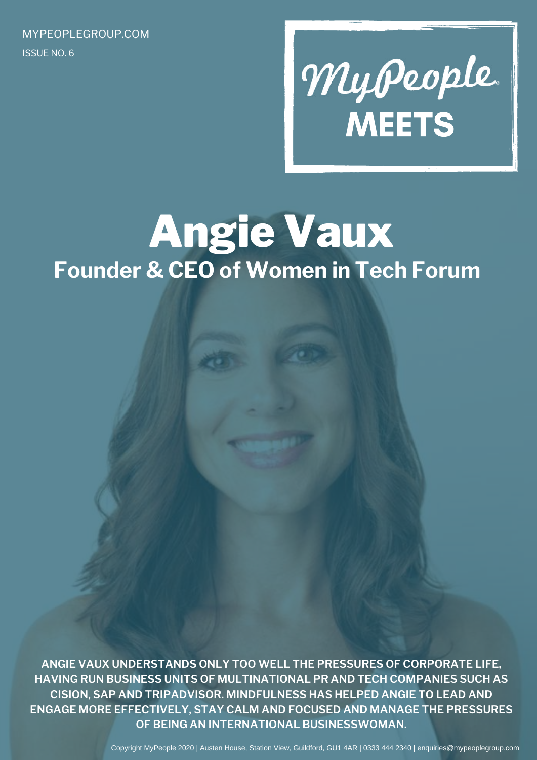MYPEOPLEGROUP.COM

ISSUE NO. 6

MyPeople
**MEETS**

# Angie Vaux

## Founder & CEO of Women in Tech Forum

**ANGIE VAUX UNDERSTANDS ONLY TOO WELL THE PRESSURES OF CORPORATE LIFE, HAVING RUN BUSINESS UNITS OF MULTINATIONAL PR AND TECH COMPANIES SUCH AS CISION, SAP AND TRIPADVISOR. MINDFULNESS HAS HELPED ANGIE TO LEAD AND ENGAGE MORE EFFECTIVELY, STAY CALM AND FOCUSED AND MANAGE THE PRESSURES OF BEING AN INTERNATIONAL BUSINESSWOMAN.**

Copyright MyPeople 2020 | Austen House, Station View, Guildford, GU1 4AR | 0333 444 2340 | enquiries@mypeoplegroup.com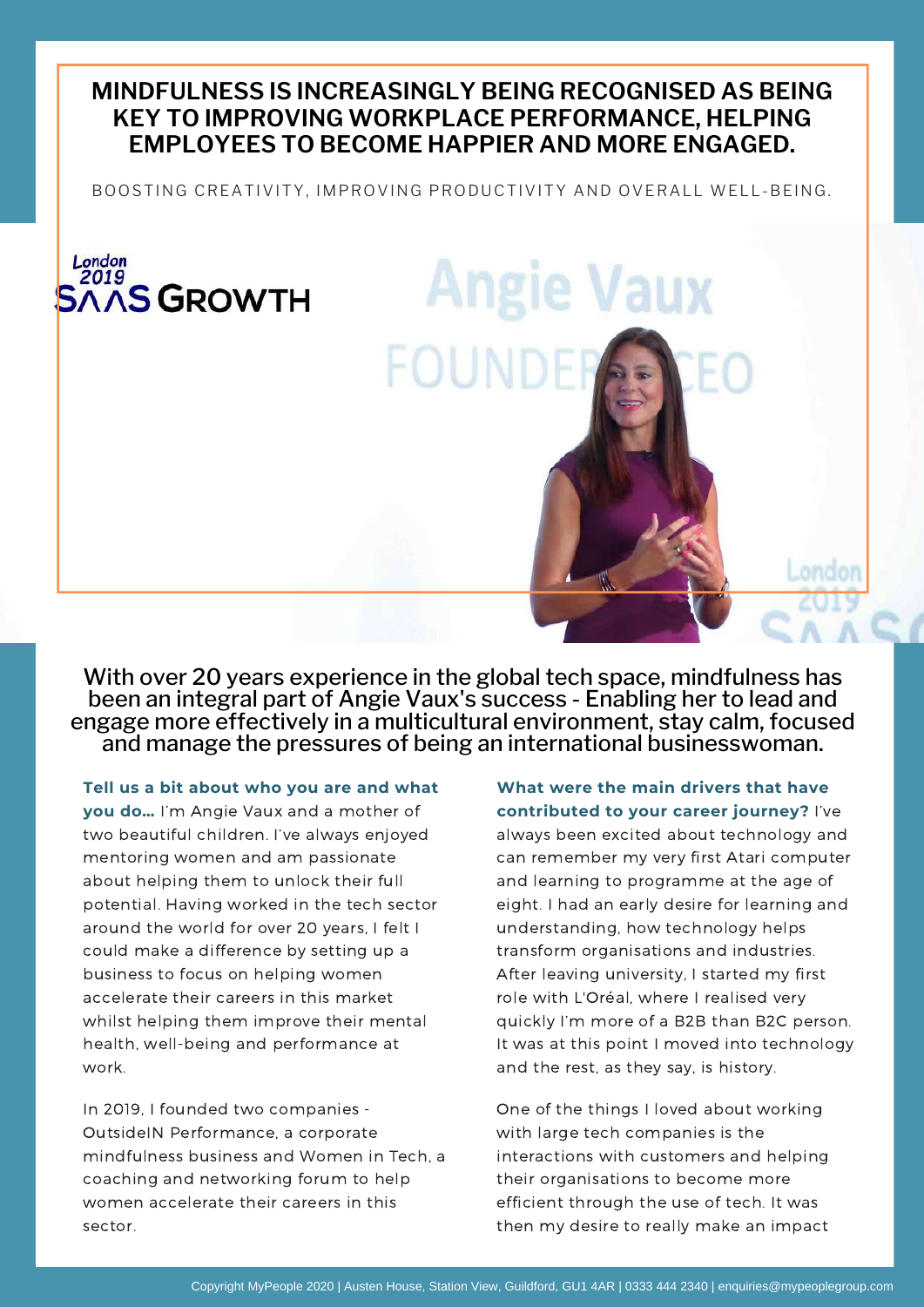# MINDFULNESS IS INCREASINGLY BEING RECOGNISED AS BEING KEY TO IMPROVING WORKPLACE PERFORMANCE, HELPING EMPLOYEES TO BECOME HAPPIER AND MORE ENGAGED.

BOOSTING CREATIVITY, IMPROVING PRODUCTIVITY AND OVERALL WELL-BEING.

With over 20 years experience in the global tech space, mindfulness has been an integral part of Angie Vaux's success - Enabling her to lead and engage more effectively in a multicultural environment, stay calm, focused and manage the pressures of being an international businesswoman.

**Tell us a bit about who you are and what you do...** I'm Angie Vaux and a mother of two beautiful children. I've always enjoyed mentoring women and am passionate about helping them to unlock their full potential. Having worked in the tech sector around the world for over 20 years, I felt I could make a difference by setting up a business to focus on helping women accelerate their careers in this market whilst helping them improve their mental health, well-being and performance at work.

In 2019, I founded two companies - OutsideIN Performance, a corporate mindfulness business and Women in Tech, a coaching and networking forum to help women accelerate their careers in this sector.

**What were the main drivers that have contributed to your career journey?** I've always been excited about technology and can remember my very first Atari computer and learning to programme at the age of eight. I had an early desire for learning and understanding, how technology helps transform organisations and industries. After leaving university, I started my first role with L'Oréal, where I realised very quickly I'm more of a B2B than B2C person. It was at this point I moved into technology and the rest, as they say, is history.

One of the things I loved about working with large tech companies is the interactions with customers and helping their organisations to become more efficient through the use of tech. It was then my desire to really make an impact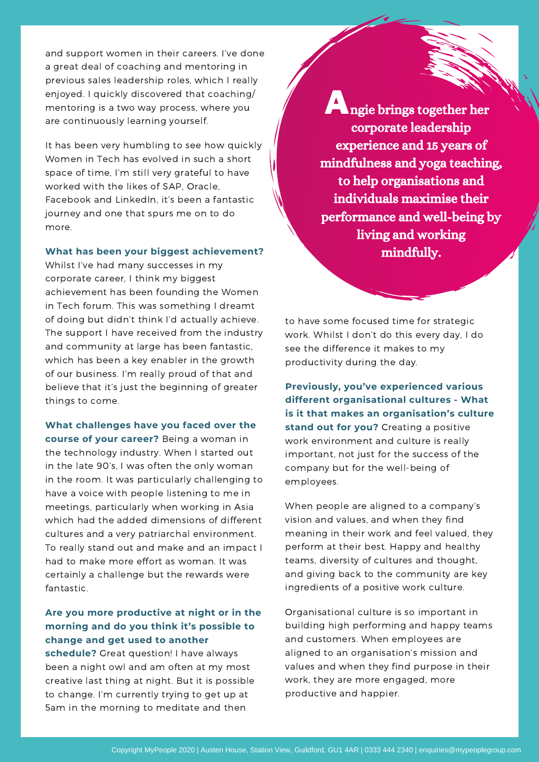and support women in their careers. I've done a great deal of coaching and mentoring in previous sales leadership roles, which I really enjoyed. I quickly discovered that coaching/ mentoring is a two way process, where you are continuously learning yourself.

It has been very humbling to see how quickly Women in Tech has evolved in such a short space of time, I'm still very grateful to have worked with the likes of SAP, Oracle, Facebook and LinkedIn, it's been a fantastic journey and one that spurs me on to do more.

**What has been your biggest achievement?** Whilst I've had many successes in my corporate career, I think my biggest achievement has been founding the Women in Tech forum. This was something I dreamt of doing but didn't think I'd actually achieve. The support I have received from the industry and community at large has been fantastic, which has been a key enabler in the growth of our business. I'm really proud of that and believe that it's just the beginning of greater things to come.

**What challenges have you faced over the course of your career?** Being a woman in the technology industry. When I started out in the late 90's, I was often the only woman in the room. It was particularly challenging to have a voice with people listening to me in meetings, particularly when working in Asia which had the added dimensions of different cultures and a very patriarchal environment. To really stand out and make and an impact I had to make more effort as woman. It was certainly a challenge but the rewards were fantastic.

**Are you more productive at night or in the morning and do you think it's possible to change and get used to another schedule?** Great question! I have always been a night owl and am often at my most creative last thing at night. But it is possible to change. I'm currently trying to get up at 5am in the morning to meditate and then to have some focused time for strategic work. Whilst I don't do this every day, I do see the difference it makes to my productivity during the day.

**Angie brings together her corporate leadership experience and 15 years of mindfulness and yoga teaching, to help organisations and individuals maximise their performance and well-being by living and working mindfully.**

**Previously, you've experienced various different organisational cultures - What is it that makes an organisation's culture stand out for you?** Creating a positive work environment and culture is really important, not just for the success of the company but for the well-being of employees.

When people are aligned to a company's vision and values, and when they find meaning in their work and feel valued, they perform at their best. Happy and healthy teams, diversity of cultures and thought, and giving back to the community are key ingredients of a positive work culture.

Organisational culture is so important in building high performing and happy teams and customers. When employees are aligned to an organisation's mission and values and when they find purpose in their work, they are more engaged, more productive and happier.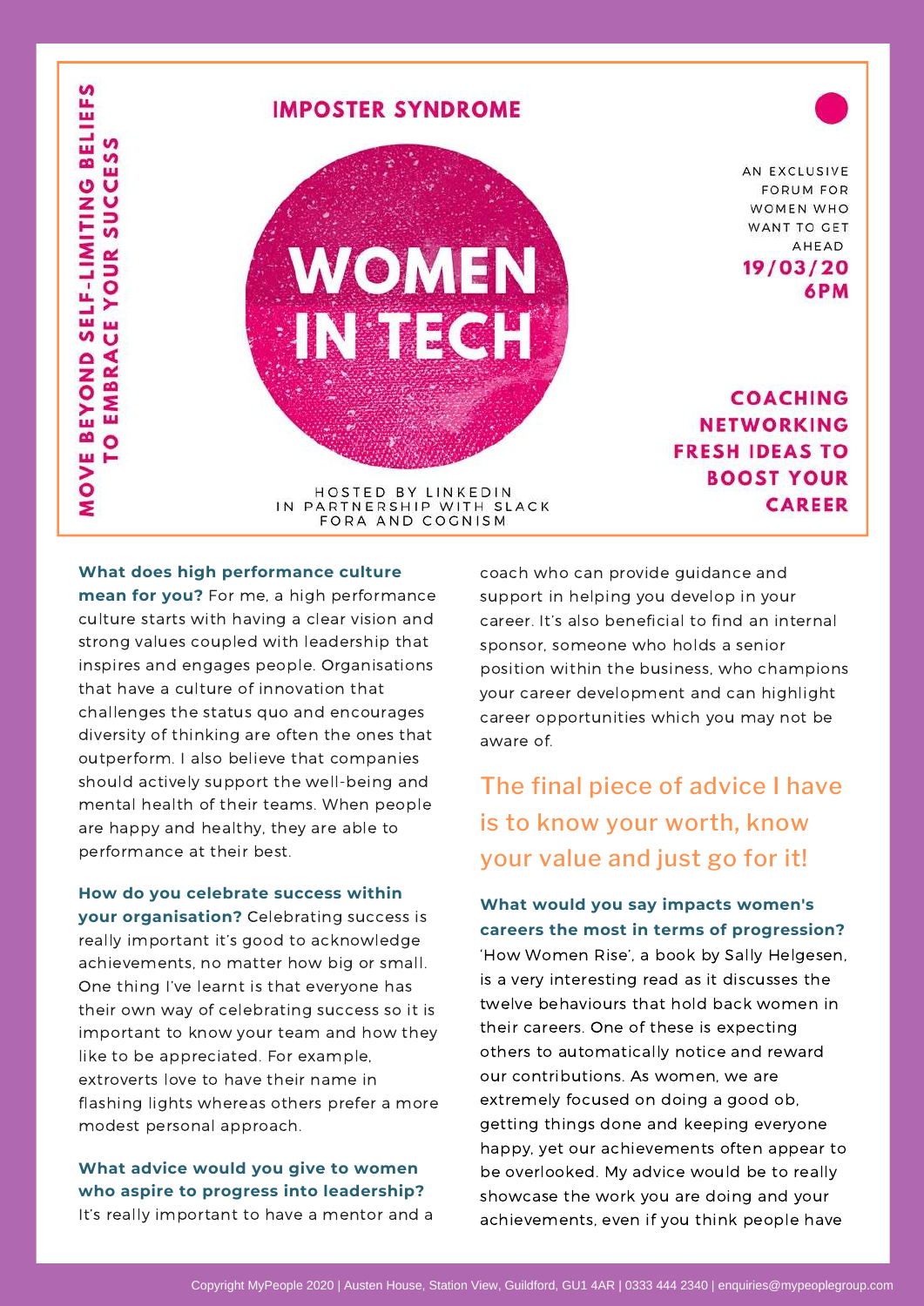MOVE BEYOND SELF-LIMITING BELIEFS TO EMBRACE YOUR SUCCESS

## IMPOSTER SYNDROME

# WOMEN IN TECH

AN EXCLUSIVE FORUM FOR WOMEN WHO WANT TO GET AHEAD

**19/03/20**
**6PM**

**COACHING**
**NETWORKING**
**FRESH IDEAS TO BOOST YOUR CAREER**

HOSTED BY LINKEDIN
IN PARTNERSHIP WITH SLACK
FORA AND COGNISM

**What does high performance culture mean for you?** For me, a high performance culture starts with having a clear vision and strong values coupled with leadership that inspires and engages people. Organisations that have a culture of innovation that challenges the status quo and encourages diversity of thinking are often the ones that outperform. I also believe that companies should actively support the well-being and mental health of their teams. When people are happy and healthy, they are able to performance at their best.

**How do you celebrate success within your organisation?** Celebrating success is really important it's good to acknowledge achievements, no matter how big or small. One thing I've learnt is that everyone has their own way of celebrating success so it is important to know your team and how they like to be appreciated. For example, extroverts love to have their name in flashing lights whereas others prefer a more modest personal approach.

**What advice would you give to women who aspire to progress into leadership?** It's really important to have a mentor and a coach who can provide guidance and support in helping you develop in your career. It's also beneficial to find an internal sponsor, someone who holds a senior position within the business, who champions your career development and can highlight career opportunities which you may not be aware of.

> The final piece of advice I have is to know your worth, know your value and just go for it!

**What would you say impacts women's careers the most in terms of progression?** 'How Women Rise', a book by Sally Helgesen, is a very interesting read as it discusses the twelve behaviours that hold back women in their careers. One of these is expecting others to automatically notice and reward our contributions. As women, we are extremely focused on doing a good ob, getting things done and keeping everyone happy, yet our achievements often appear to be overlooked. My advice would be to really showcase the work you are doing and your achievements, even if you think people have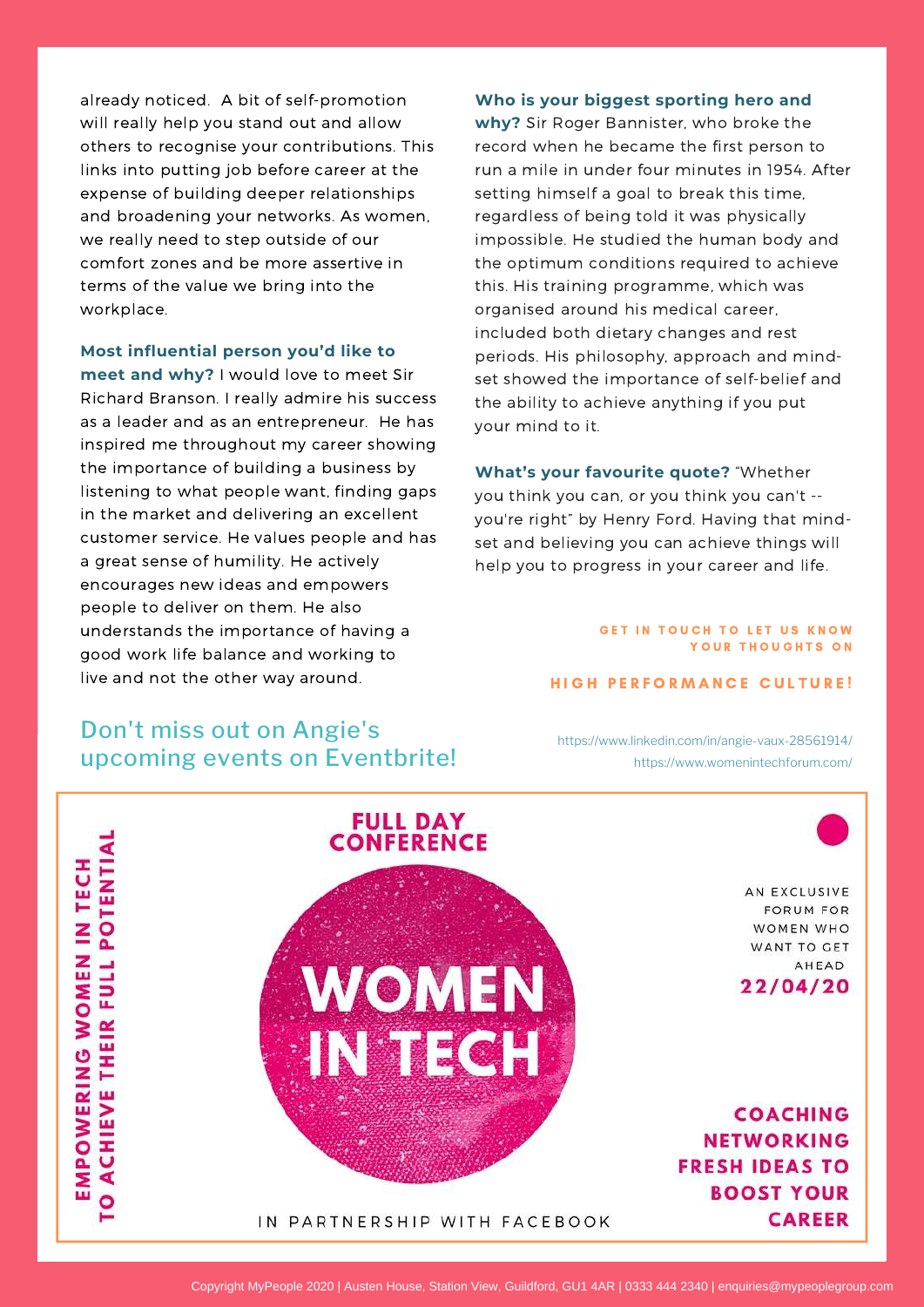already noticed. A bit of self-promotion will really help you stand out and allow others to recognise your contributions. This links into putting job before career at the expense of building deeper relationships and broadening your networks. As women, we really need to step outside of our comfort zones and be more assertive in terms of the value we bring into the workplace.

**Most influential person you'd like to meet and why?** I would love to meet Sir Richard Branson. I really admire his success as a leader and as an entrepreneur. He has inspired me throughout my career showing the importance of building a business by listening to what people want, finding gaps in the market and delivering an excellent customer service. He values people and has a great sense of humility. He actively encourages new ideas and empowers people to deliver on them. He also understands the importance of having a good work life balance and working to live and not the other way around.

**Who is your biggest sporting hero and why?** Sir Roger Bannister, who broke the record when he became the first person to run a mile in under four minutes in 1954. After setting himself a goal to break this time, regardless of being told it was physically impossible. He studied the human body and the optimum conditions required to achieve this. His training programme, which was organised around his medical career, included both dietary changes and rest periods. His philosophy, approach and mind-set showed the importance of self-belief and the ability to achieve anything if you put your mind to it.

**What's your favourite quote?** "Whether you think you can, or you think you can't -- you're right" by Henry Ford. Having that mind-set and believing you can achieve things will help you to progress in your career and life.

GET IN TOUCH TO LET US KNOW YOUR THOUGHTS ON

HIGH PERFORMANCE CULTURE!

## Don't miss out on Angie's upcoming events on Eventbrite!

https://www.linkedin.com/in/angie-vaux-28561914/
https://www.womenintechforum.com/

EMPOWERING WOMEN IN TECH TO ACHIEVE THEIR FULL POTENTIAL

FULL DAY CONFERENCE

WOMEN IN TECH

IN PARTNERSHIP WITH FACEBOOK

AN EXCLUSIVE FORUM FOR WOMEN WHO WANT TO GET AHEAD

22/04/20

COACHING
NETWORKING
FRESH IDEAS TO BOOST YOUR CAREER

Copyright MyPeople 2020 | Austen House, Station View, Guildford, GU1 4AR | 0333 444 2340 | enquiries@mypeoplegroup.com